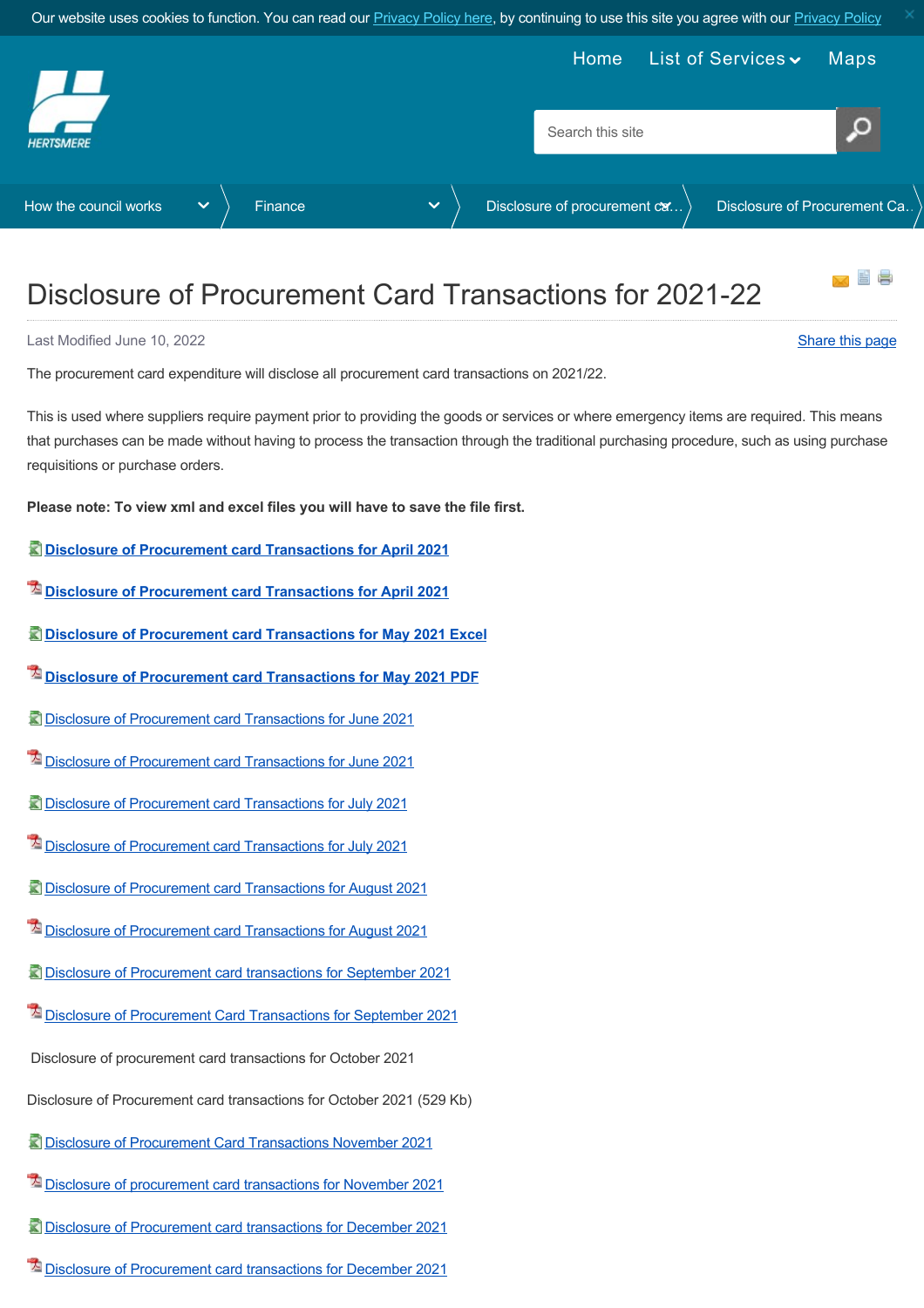Our website uses cookies to function. You can read our Privacy Policy here, by continuing to use this site you agree with our Privacy Policy

Home | List of Services | Maps

How the council works > Finance > Disclosure of procurement ca… > Disclosure of Procurement Ca…

# Disclosure of Procurement Card Transactions for 2021-22

Last Modified June 10, 2022

Share this page

The procurement card expenditure will disclose all procurement card transactions on 2021/22.

This is used where suppliers require payment prior to providing the goods or services or where emergency items are required. This means that purchases can be made without having to process the transaction through the traditional purchasing procedure, such as using purchase requisitions or purchase orders.

**Please note: To view xml and excel files you will have to save the file first.**

**Disclosure of Procurement card Transactions for April 2021**

**Disclosure of Procurement card Transactions for April 2021**

**Disclosure of Procurement card Transactions for May 2021 Excel**

**Disclosure of Procurement card Transactions for May 2021 PDF**

Disclosure of Procurement card Transactions for June 2021

Disclosure of Procurement card Transactions for June 2021

Disclosure of Procurement card Transactions for July 2021

Disclosure of Procurement card Transactions for July 2021

Disclosure of Procurement card Transactions for August 2021

Disclosure of Procurement card Transactions for August 2021

Disclosure of Procurement card transactions for September 2021

Disclosure of Procurement Card Transactions for September 2021

Disclosure of procurement card transactions for October 2021

Disclosure of Procurement card transactions for October 2021 (529 Kb)

Disclosure of Procurement Card Transactions November 2021

Disclosure of procurement card transactions for November 2021

Disclosure of Procurement card transactions for December 2021

Disclosure of Procurement card transactions for December 2021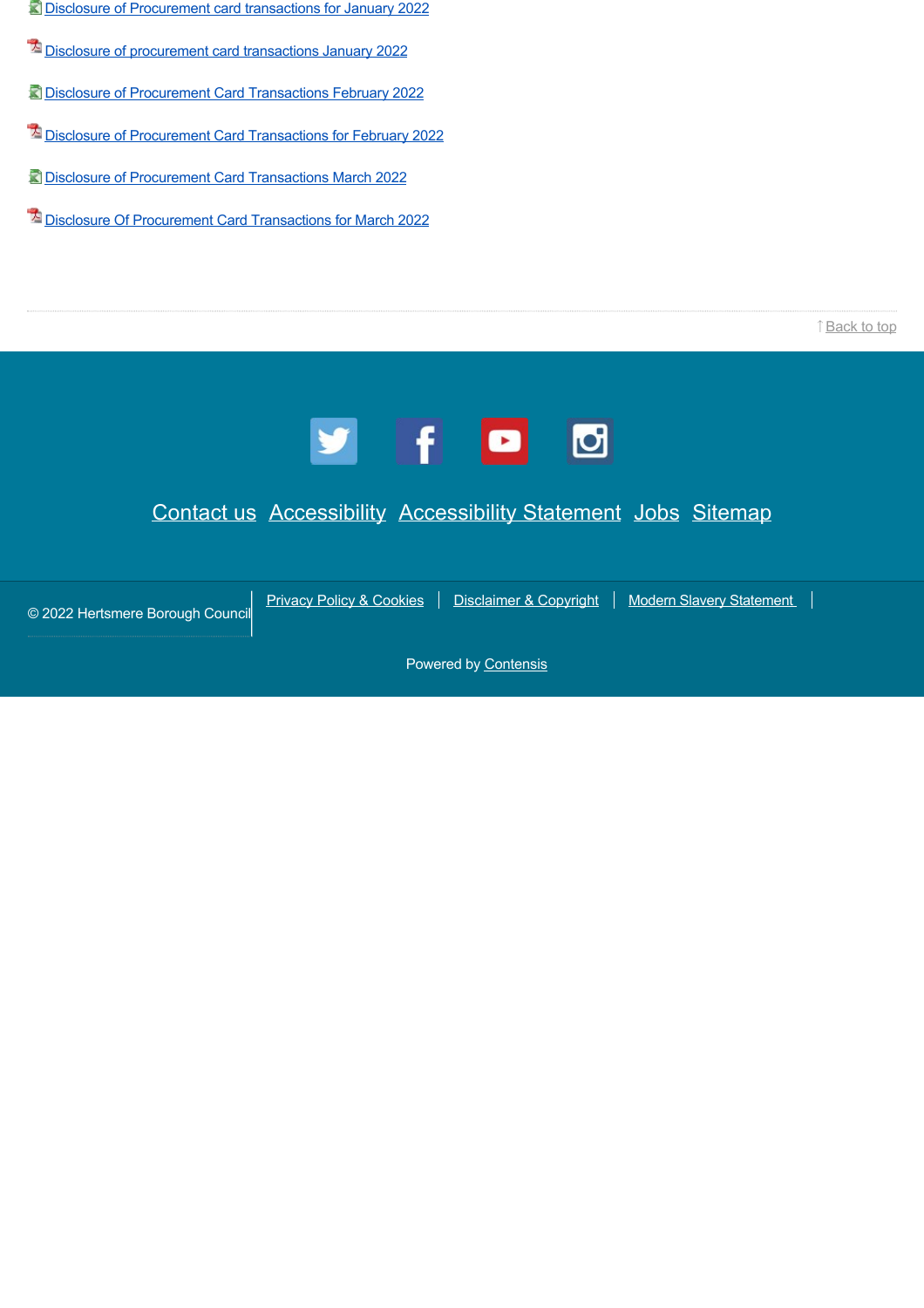- Disclosure of Procurement card transactions for January 2022
- Disclosure of procurement card transactions January 2022
- Disclosure of Procurement Card Transactions February 2022
- Disclosure of Procurement Card Transactions for February 2022
- Disclosure of Procurement Card Transactions March 2022
- Disclosure Of Procurement Card Transactions for March 2022

Back to top

Contact us  Accessibility  Accessibility Statement  Jobs  Sitemap

© 2022 Hertsmere Borough Council

Privacy Policy & Cookies | Disclaimer & Copyright | Modern Slavery Statement

Powered by Contensis